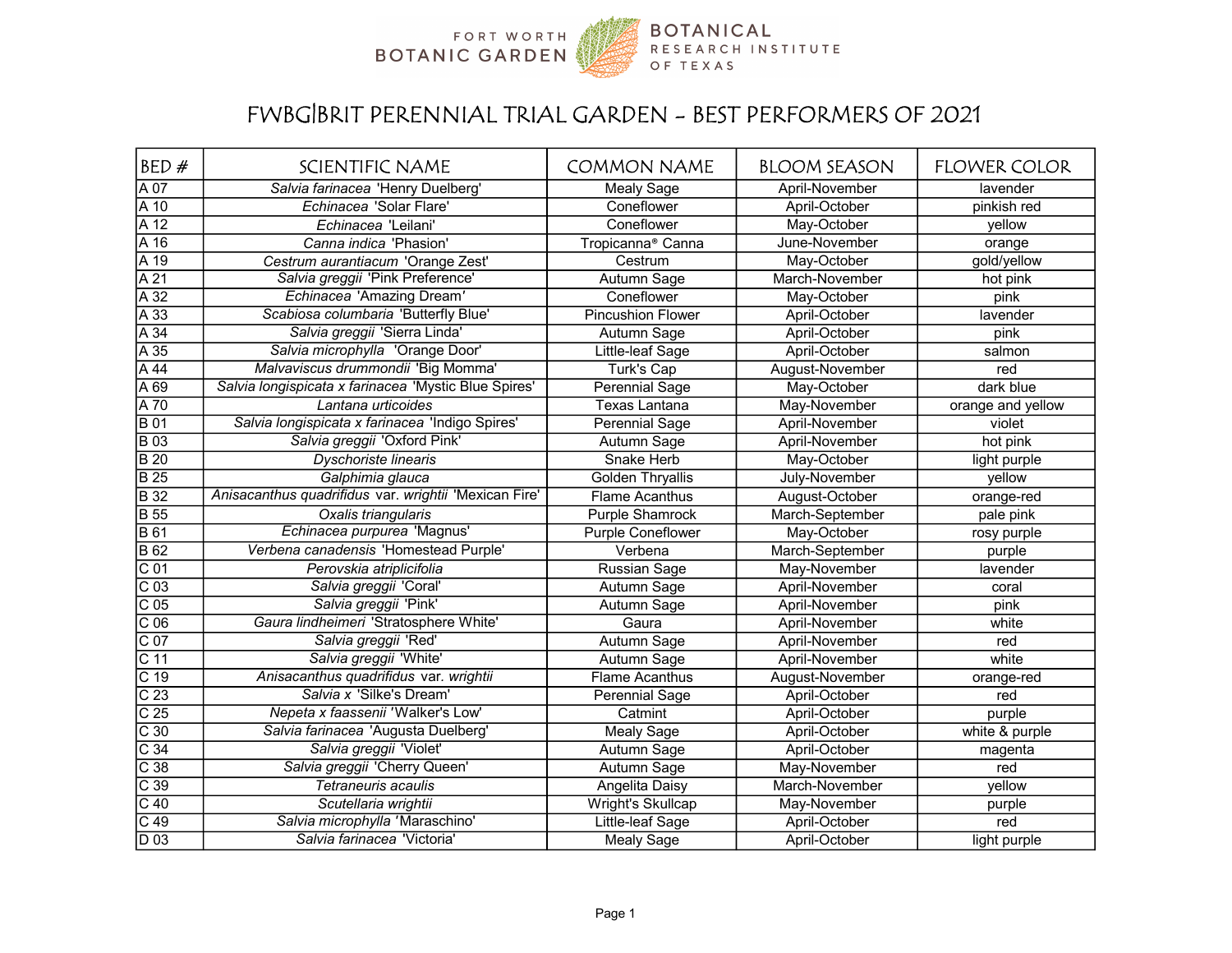FORT WORTH BOTANIC GARDEN | BOTANICAL RESEARCH INSTITUTE OF TEXAS

# FWBG|BRIT PERENNIAL TRIAL GARDEN - BEST PERFORMERS OF 2021

| BED # | SCIENTIFIC NAME | COMMON NAME | BLOOM SEASON | FLOWER COLOR |
|---|---|---|---|---|
| A 07 | *Salvia farinacea* 'Henry Duelberg' | Mealy Sage | April-November | lavender |
| A 10 | *Echinacea* 'Solar Flare' | Coneflower | April-October | pinkish red |
| A 12 | *Echinacea* 'Leilani' | Coneflower | May-October | yellow |
| A 16 | *Canna indica* 'Phasion' | Tropicanna® Canna | June-November | orange |
| A 19 | *Cestrum aurantiacum* 'Orange Zest' | Cestrum | May-October | gold/yellow |
| A 21 | *Salvia greggii* 'Pink Preference' | Autumn Sage | March-November | hot pink |
| A 32 | *Echinacea* 'Amazing Dream' | Coneflower | May-October | pink |
| A 33 | *Scabiosa columbaria* 'Butterfly Blue' | Pincushion Flower | April-October | lavender |
| A 34 | *Salvia greggii* 'Sierra Linda' | Autumn Sage | April-October | pink |
| A 35 | *Salvia microphylla* 'Orange Door' | Little-leaf Sage | April-October | salmon |
| A 44 | *Malvaviscus drummondii* 'Big Momma' | Turk's Cap | August-November | red |
| A 69 | *Salvia longispicata x farinacea* 'Mystic Blue Spires' | Perennial Sage | May-October | dark blue |
| A 70 | *Lantana urticoides* | Texas Lantana | May-November | orange and yellow |
| B 01 | *Salvia longispicata x farinacea* 'Indigo Spires' | Perennial Sage | April-November | violet |
| B 03 | *Salvia greggii* 'Oxford Pink' | Autumn Sage | April-November | hot pink |
| B 20 | *Dyschoriste linearis* | Snake Herb | May-October | light purple |
| B 25 | *Galphimia glauca* | Golden Thryallis | July-November | yellow |
| B 32 | *Anisacanthus quadrifidus* var. *wrightii* 'Mexican Fire' | Flame Acanthus | August-October | orange-red |
| B 55 | *Oxalis triangularis* | Purple Shamrock | March-September | pale pink |
| B 61 | *Echinacea purpurea* 'Magnus' | Purple Coneflower | May-October | rosy purple |
| B 62 | *Verbena canadensis* 'Homestead Purple' | Verbena | March-September | purple |
| C 01 | *Perovskia atriplicifolia* | Russian Sage | May-November | lavender |
| C 03 | *Salvia greggii* 'Coral' | Autumn Sage | April-November | coral |
| C 05 | *Salvia greggii* 'Pink' | Autumn Sage | April-November | pink |
| C 06 | *Gaura lindheimeri* 'Stratosphere White' | Gaura | April-November | white |
| C 07 | *Salvia greggii* 'Red' | Autumn Sage | April-November | red |
| C 11 | *Salvia greggii* 'White' | Autumn Sage | April-November | white |
| C 19 | *Anisacanthus quadrifidus* var. *wrightii* | Flame Acanthus | August-November | orange-red |
| C 23 | *Salvia x* 'Silke's Dream' | Perennial Sage | April-October | red |
| C 25 | *Nepeta x faassenii* 'Walker's Low' | Catmint | April-October | purple |
| C 30 | *Salvia farinacea* 'Augusta Duelberg' | Mealy Sage | April-October | white & purple |
| C 34 | *Salvia greggii* 'Violet' | Autumn Sage | April-October | magenta |
| C 38 | *Salvia greggii* 'Cherry Queen' | Autumn Sage | May-November | red |
| C 39 | *Tetraneuris acaulis* | Angelita Daisy | March-November | yellow |
| C 40 | *Scutellaria wrightii* | Wright's Skullcap | May-November | purple |
| C 49 | *Salvia microphylla* 'Maraschino' | Little-leaf Sage | April-October | red |
| D 03 | *Salvia farinacea* 'Victoria' | Mealy Sage | April-October | light purple |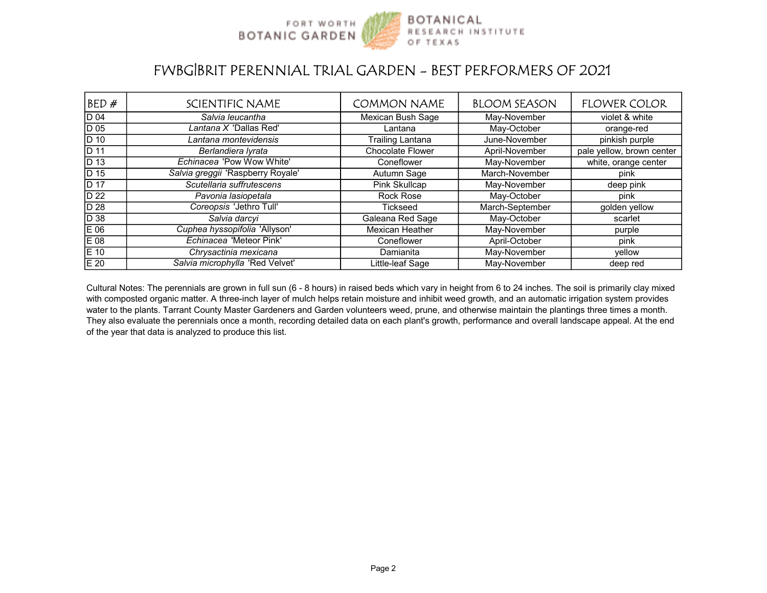# FWBG|BRIT PERENNIAL TRIAL GARDEN - BEST PERFORMERS OF 2021

| BED # | SCIENTIFIC NAME | COMMON NAME | BLOOM SEASON | FLOWER COLOR |
|---|---|---|---|---|
| D 04 | *Salvia leucantha* | Mexican Bush Sage | May-November | violet & white |
| D 05 | *Lantana X* 'Dallas Red' | Lantana | May-October | orange-red |
| D 10 | *Lantana montevidensis* | Trailing Lantana | June-November | pinkish purple |
| D 11 | *Berlandiera lyrata* | Chocolate Flower | April-November | pale yellow, brown center |
| D 13 | *Echinacea* 'Pow Wow White' | Coneflower | May-November | white, orange center |
| D 15 | *Salvia greggii* 'Raspberry Royale' | Autumn Sage | March-November | pink |
| D 17 | *Scutellaria suffrutescens* | Pink Skullcap | May-November | deep pink |
| D 22 | *Pavonia lasiopetala* | Rock Rose | May-October | pink |
| D 28 | *Coreopsis* 'Jethro Tull' | Tickseed | March-September | golden yellow |
| D 38 | *Salvia darcyi* | Galeana Red Sage | May-October | scarlet |
| E 06 | *Cuphea hyssopifolia* 'Allyson' | Mexican Heather | May-November | purple |
| E 08 | *Echinacea* 'Meteor Pink' | Coneflower | April-October | pink |
| E 10 | *Chrysactinia mexicana* | Damianita | May-November | yellow |
| E 20 | *Salvia microphylla* 'Red Velvet' | Little-leaf Sage | May-November | deep red |

Cultural Notes: The perennials are grown in full sun (6 - 8 hours) in raised beds which vary in height from 6 to 24 inches. The soil is primarily clay mixed with composted organic matter. A three-inch layer of mulch helps retain moisture and inhibit weed growth, and an automatic irrigation system provides water to the plants. Tarrant County Master Gardeners and Garden volunteers weed, prune, and otherwise maintain the plantings three times a month. They also evaluate the perennials once a month, recording detailed data on each plant's growth, performance and overall landscape appeal. At the end of the year that data is analyzed to produce this list.